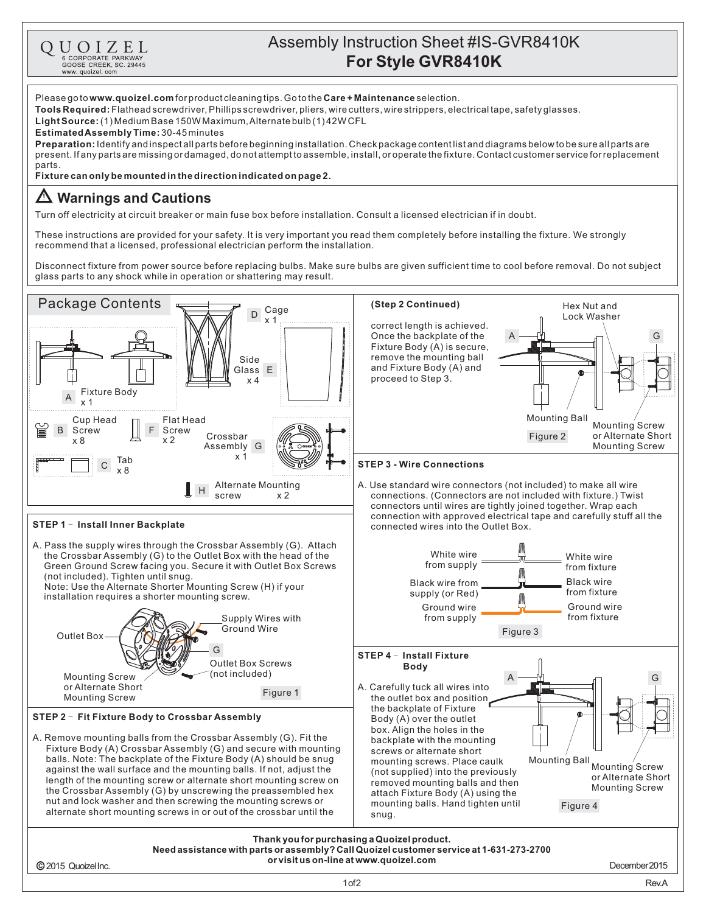QUOIZEL
6 CORPORATE PARKWAY
GOOSE CREEK, SC. 29445
www. quoizel. com

# Assembly Instruction Sheet #IS-GVR8410K
# For Style GVR8410K

Please go to **www.quoizel.com** for product cleaning tips. Go to the **Care + Maintenance** selection.

**Tools Required:** Flathead screwdriver, Phillips screwdriver, pliers, wire cutters, wire strippers, electrical tape, safety glasses.

**Light Source:** (1) Medium Base 150W Maximum, Alternate bulb (1) 42W CFL

**Estimated Assembly Time:** 30-45 minutes

**Preparation:** Identify and inspect all parts before beginning installation. Check package content list and diagrams below to be sure all parts are present. If any parts are missing or damaged, do not attempt to assemble, install, or operate the fixture. Contact customer service for replacement parts.

**Fixture can only be mounted in the direction indicated on page 2.**

## ⚠ Warnings and Cautions

Turn off electricity at circuit breaker or main fuse box before installation. Consult a licensed electrician if in doubt.

These instructions are provided for your safety. It is very important you read them completely before installing the fixture. We strongly recommend that a licensed, professional electrician perform the installation.

Disconnect fixture from power source before replacing bulbs. Make sure bulbs are given sufficient time to cool before removal. Do not subject glass parts to any shock while in operation or shattering may result.

## Package Contents

- A – Fixture Body x 1
- B – Cup Head Screw x 8
- C – Tab x 8
- D – Cage x 1
- E – Side Glass x 4
- F – Flat Head Screw x 2
- G – Crossbar Assembly x 1
- H – Alternate Mounting screw x 2

## STEP 1 – Install Inner Backplate

A. Pass the supply wires through the Crossbar Assembly (G). Attach the Crossbar Assembly (G) to the Outlet Box with the head of the Green Ground Screw facing you. Secure it with Outlet Box Screws (not included). Tighten until snug.
Note: Use the Alternate Shorter Mounting Screw (H) if your installation requires a shorter mounting screw.

Outlet Box · Supply Wires with Ground Wire · G · Outlet Box Screws (not included) · Mounting Screw or Alternate Short Mounting Screw

Figure 1

## STEP 2 – Fit Fixture Body to Crossbar Assembly

A. Remove mounting balls from the Crossbar Assembly (G). Fit the Fixture Body (A) Crossbar Assembly (G) and secure with mounting balls. Note: The backplate of the Fixture Body (A) should be snug against the wall surface and the mounting balls. If not, adjust the length of the mounting screw or alternate short mounting screw on the Crossbar Assembly (G) by unscrewing the preassembled hex nut and lock washer and then screwing the mounting screws or alternate short mounting screws in or out of the crossbar until the correct length is achieved. Once the backplate of the Fixture Body (A) is secure, remove the mounting ball and Fixture Body (A) and proceed to Step 3.

A · G · Hex Nut and Lock Washer · Mounting Ball · Mounting Screw or Alternate Short Mounting Screw

Figure 2

## STEP 3 - Wire Connections

A. Use standard wire connectors (not included) to make all wire connections. (Connectors are not included with fixture.) Twist connectors until wires are tightly joined together. Wrap each connection with approved electrical tape and carefully stuff all the connected wires into the Outlet Box.

| Supply | Fixture |
|---|---|
| White wire from supply | White wire from fixture |
| Black wire from supply (or Red) | Black wire from fixture |
| Ground wire from supply | Ground wire from fixture |

Figure 3

## STEP 4 – Install Fixture Body

A. Carefully tuck all wires into the outlet box and position the backplate of Fixture Body (A) over the outlet box. Align the holes in the backplate with the mounting screws or alternate short mounting screws. Place caulk (not supplied) into the previously removed mounting balls and then attach Fixture Body (A) using the mounting balls. Hand tighten until snug.

A · G · Mounting Ball · Mounting Screw or Alternate Short Mounting Screw

Figure 4

**Thank you for purchasing a Quoizel product.**
**Need assistance with parts or assembly? Call Quoizel customer service at 1-631-273-2700 or visit us on-line at www.quoizel.com**

© 2015 Quoizel Inc. December 2015

Rev.A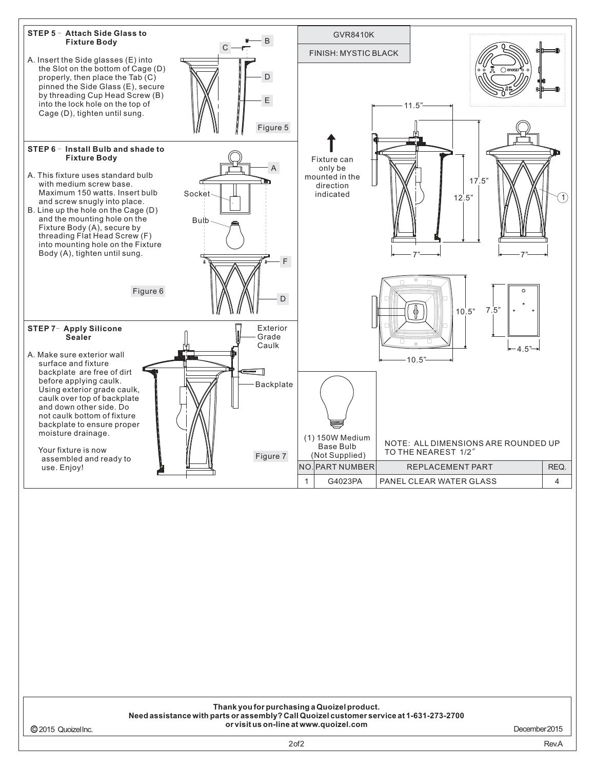### STEP 5 - Attach Side Glass to Fixture Body

A. Insert the Side glasses (E) into the Slot on the bottom of Cage (D) properly, then place the Tab (C) pinned the Side Glass (E), secure by threading Cup Head Screw (B) into the lock hole on the top of Cage (D), tighten until sung.

B
C
D
E

Figure 5

### STEP 6 - Install Bulb and shade to Fixture Body

A. This fixture uses standard bulb with medium screw base. Maximum 150 watts. Insert bulb and screw snugly into place.
B. Line up the hole on the Cage (D) and the mounting hole on the Fixture Body (A), secure by threading Flat Head Screw (F) into mounting hole on the Fixture Body (A), tighten until sung.

A
Socket
Bulb
F
D

Figure 6

### STEP 7 - Apply Silicone Sealer

A. Make sure exterior wall surface and fixture backplate are free of dirt before applying caulk. Using exterior grade caulk, caulk over top of backplate and down other side. Do not caulk bottom of fixture backplate to ensure proper moisture drainage.

Your fixture is now assembled and ready to use. Enjoy!

Exterior Grade Caulk
Backplate

Figure 7

GVR8410K

FINISH: MYSTIC BLACK

Fixture can only be mounted in the direction indicated

11.5"
17.5"
12.5"
7"
7"
1
10.5"
10.5"
7.5"
4.5"

(1) 150W Medium Base Bulb (Not Supplied)

NOTE: ALL DIMENSIONS ARE ROUNDED UP TO THE NEAREST 1/2"

| NO. | PART NUMBER | REPLACEMENT PART | REQ. |
|---|---|---|---|
| 1 | G4023PA | PANEL CLEAR WATER GLASS | 4 |

**Thank you for purchasing a Quoizel product.**
**Need assistance with parts or assembly? Call Quoizel customer service at 1-631-273-2700 or visit us on-line at www.quoizel.com**

© 2015 Quoizel Inc.

December 2015

Rev.A